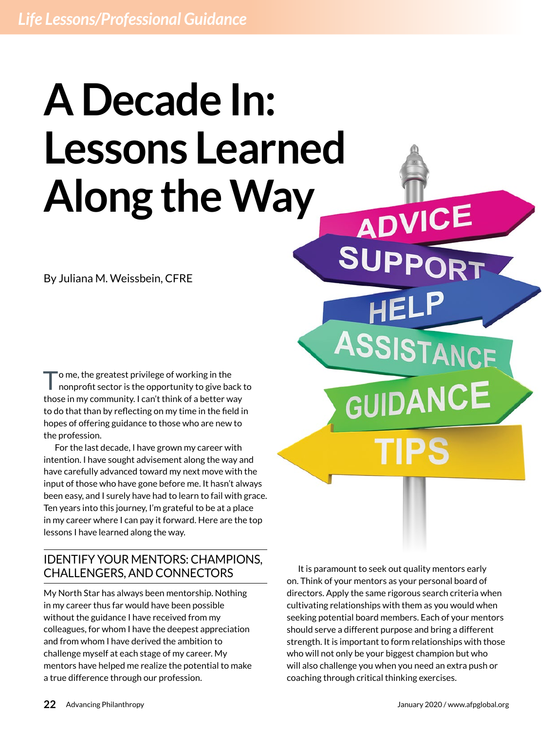# A Decade In: Lessons Learned Along the Way

By Juliana M. Weissbein, CFRE

To me, the greatest privilege of working in the nonprofit sector is the opportunity to give back to those in my community. I can't think of a better way to do that than by reflecting on my time in the field in hopes of offering guidance to those who are new to the profession.

For the last decade, I have grown my career with intention. I have sought advisement along the way and have carefully advanced toward my next move with the input of those who have gone before me. It hasn't always been easy, and I surely have had to learn to fail with grace. Ten years into this journey, I'm grateful to be at a place in my career where I can pay it forward. Here are the top lessons I have learned along the way.

## IDENTIFY YOUR MENTORS: CHAMPIONS, CHALLENGERS, AND CONNECTORS

My North Star has always been mentorship. Nothing in my career thus far would have been possible without the guidance I have received from my colleagues, for whom I have the deepest appreciation and from whom I have derived the ambition to challenge myself at each stage of my career. My mentors have helped me realize the potential to make a true difference through our profession.

It is paramount to seek out quality mentors early on. Think of your mentors as your personal board of directors. Apply the same rigorous search criteria when cultivating relationships with them as you would when seeking potential board members. Each of your mentors should serve a different purpose and bring a different strength. It is important to form relationships with those who will not only be your biggest champion but who will also challenge you when you need an extra push or coaching through critical thinking exercises.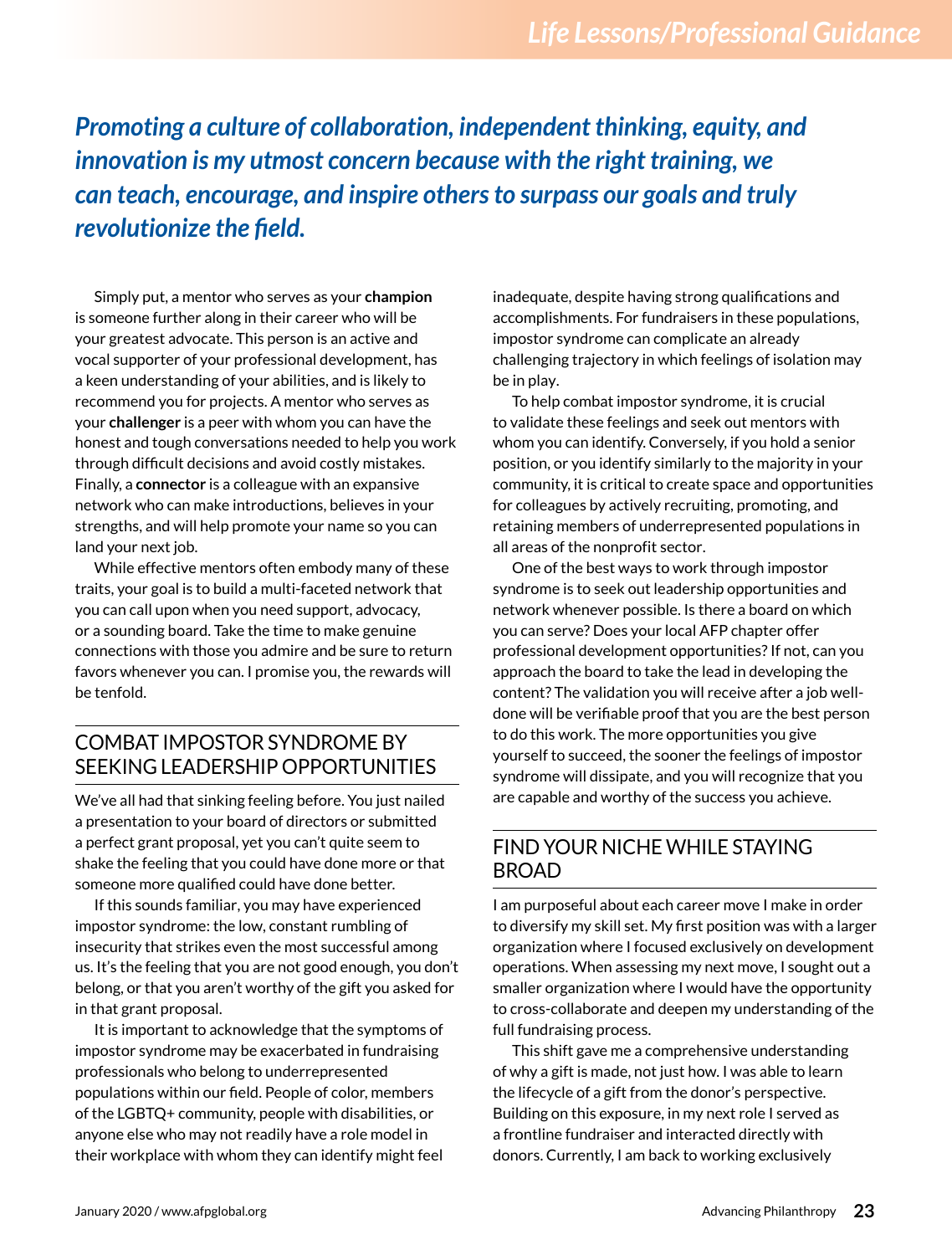***Promoting a culture of collaboration, independent thinking, equity, and innovation is my utmost concern because with the right training, we can teach, encourage, and inspire others to surpass our goals and truly revolutionize the field.***

Simply put, a mentor who serves as your **champion** is someone further along in their career who will be your greatest advocate. This person is an active and vocal supporter of your professional development, has a keen understanding of your abilities, and is likely to recommend you for projects. A mentor who serves as your **challenger** is a peer with whom you can have the honest and tough conversations needed to help you work through difficult decisions and avoid costly mistakes. Finally, a **connector** is a colleague with an expansive network who can make introductions, believes in your strengths, and will help promote your name so you can land your next job.

While effective mentors often embody many of these traits, your goal is to build a multi-faceted network that you can call upon when you need support, advocacy, or a sounding board. Take the time to make genuine connections with those you admire and be sure to return favors whenever you can. I promise you, the rewards will be tenfold.

## COMBAT IMPOSTOR SYNDROME BY SEEKING LEADERSHIP OPPORTUNITIES

We've all had that sinking feeling before. You just nailed a presentation to your board of directors or submitted a perfect grant proposal, yet you can't quite seem to shake the feeling that you could have done more or that someone more qualified could have done better.

If this sounds familiar, you may have experienced impostor syndrome: the low, constant rumbling of insecurity that strikes even the most successful among us. It's the feeling that you are not good enough, you don't belong, or that you aren't worthy of the gift you asked for in that grant proposal.

It is important to acknowledge that the symptoms of impostor syndrome may be exacerbated in fundraising professionals who belong to underrepresented populations within our field. People of color, members of the LGBTQ+ community, people with disabilities, or anyone else who may not readily have a role model in their workplace with whom they can identify might feel inadequate, despite having strong qualifications and accomplishments. For fundraisers in these populations, impostor syndrome can complicate an already challenging trajectory in which feelings of isolation may be in play.

To help combat impostor syndrome, it is crucial to validate these feelings and seek out mentors with whom you can identify. Conversely, if you hold a senior position, or you identify similarly to the majority in your community, it is critical to create space and opportunities for colleagues by actively recruiting, promoting, and retaining members of underrepresented populations in all areas of the nonprofit sector.

One of the best ways to work through impostor syndrome is to seek out leadership opportunities and network whenever possible. Is there a board on which you can serve? Does your local AFP chapter offer professional development opportunities? If not, can you approach the board to take the lead in developing the content? The validation you will receive after a job well-done will be verifiable proof that you are the best person to do this work. The more opportunities you give yourself to succeed, the sooner the feelings of impostor syndrome will dissipate, and you will recognize that you are capable and worthy of the success you achieve.

## FIND YOUR NICHE WHILE STAYING BROAD

I am purposeful about each career move I make in order to diversify my skill set. My first position was with a larger organization where I focused exclusively on development operations. When assessing my next move, I sought out a smaller organization where I would have the opportunity to cross-collaborate and deepen my understanding of the full fundraising process.

This shift gave me a comprehensive understanding of why a gift is made, not just how. I was able to learn the lifecycle of a gift from the donor's perspective. Building on this exposure, in my next role I served as a frontline fundraiser and interacted directly with donors. Currently, I am back to working exclusively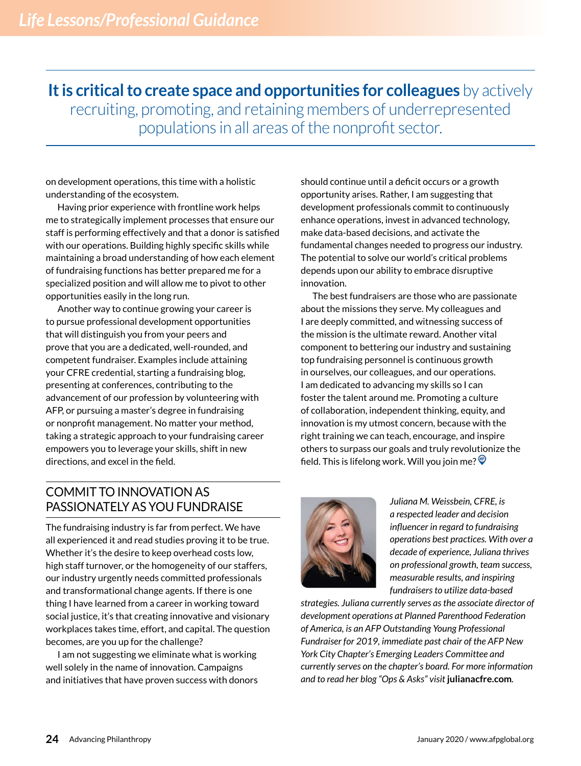**It is critical to create space and opportunities for colleagues** by actively recruiting, promoting, and retaining members of underrepresented populations in all areas of the nonprofit sector.

on development operations, this time with a holistic understanding of the ecosystem.

Having prior experience with frontline work helps me to strategically implement processes that ensure our staff is performing effectively and that a donor is satisfied with our operations. Building highly specific skills while maintaining a broad understanding of how each element of fundraising functions has better prepared me for a specialized position and will allow me to pivot to other opportunities easily in the long run.

Another way to continue growing your career is to pursue professional development opportunities that will distinguish you from your peers and prove that you are a dedicated, well-rounded, and competent fundraiser. Examples include attaining your CFRE credential, starting a fundraising blog, presenting at conferences, contributing to the advancement of our profession by volunteering with AFP, or pursuing a master's degree in fundraising or nonprofit management. No matter your method, taking a strategic approach to your fundraising career empowers you to leverage your skills, shift in new directions, and excel in the field.

## COMMIT TO INNOVATION AS PASSIONATELY AS YOU FUNDRAISE

The fundraising industry is far from perfect. We have all experienced it and read studies proving it to be true. Whether it's the desire to keep overhead costs low, high staff turnover, or the homogeneity of our staffers, our industry urgently needs committed professionals and transformational change agents. If there is one thing I have learned from a career in working toward social justice, it's that creating innovative and visionary workplaces takes time, effort, and capital. The question becomes, are you up for the challenge?

I am not suggesting we eliminate what is working well solely in the name of innovation. Campaigns and initiatives that have proven success with donors should continue until a deficit occurs or a growth opportunity arises. Rather, I am suggesting that development professionals commit to continuously enhance operations, invest in advanced technology, make data-based decisions, and activate the fundamental changes needed to progress our industry. The potential to solve our world's critical problems depends upon our ability to embrace disruptive innovation.

The best fundraisers are those who are passionate about the missions they serve. My colleagues and I are deeply committed, and witnessing success of the mission is the ultimate reward. Another vital component to bettering our industry and sustaining top fundraising personnel is continuous growth in ourselves, our colleagues, and our operations. I am dedicated to advancing my skills so I can foster the talent around me. Promoting a culture of collaboration, independent thinking, equity, and innovation is my utmost concern, because with the right training we can teach, encourage, and inspire others to surpass our goals and truly revolutionize the field. This is lifelong work. Will you join me?

*Juliana M. Weissbein, CFRE, is a respected leader and decision influencer in regard to fundraising operations best practices. With over a decade of experience, Juliana thrives on professional growth, team success, measurable results, and inspiring fundraisers to utilize data-based strategies. Juliana currently serves as the associate director of development operations at Planned Parenthood Federation of America, is an AFP Outstanding Young Professional Fundraiser for 2019, immediate past chair of the AFP New York City Chapter's Emerging Leaders Committee and currently serves on the chapter's board. For more information and to read her blog "Ops & Asks" visit* **julianacfre.com**.